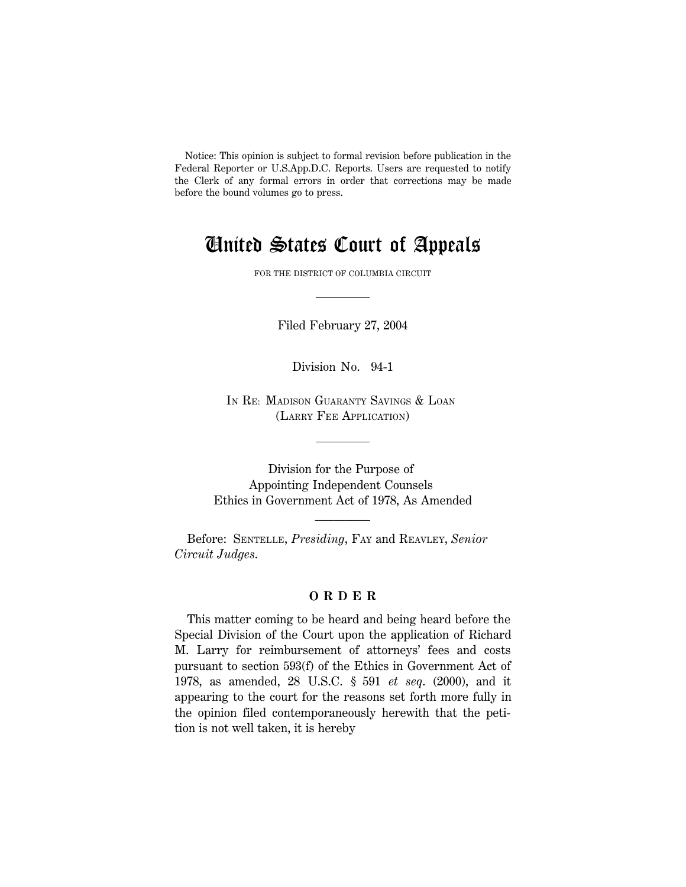Notice: This opinion is subject to formal revision before publication in the Federal Reporter or U.S.App.D.C. Reports. Users are requested to notify the Clerk of any formal errors in order that corrections may be made before the bound volumes go to press.

# United States Court of Appeals

FOR THE DISTRICT OF COLUMBIA CIRCUIT

Filed February 27, 2004

Division No. 94-1

IN RE: MADISON GUARANTY SAVINGS & LOAN
(LARRY FEE APPLICATION)

Division for the Purpose of
Appointing Independent Counsels
Ethics in Government Act of 1978, As Amended

Before: SENTELLE, *Presiding*, FAY and REAVLEY, *Senior Circuit Judges*.

## ORDER

This matter coming to be heard and being heard before the Special Division of the Court upon the application of Richard M. Larry for reimbursement of attorneys' fees and costs pursuant to section 593(f) of the Ethics in Government Act of 1978, as amended, 28 U.S.C. § 591 *et seq*. (2000), and it appearing to the court for the reasons set forth more fully in the opinion filed contemporaneously herewith that the petition is not well taken, it is hereby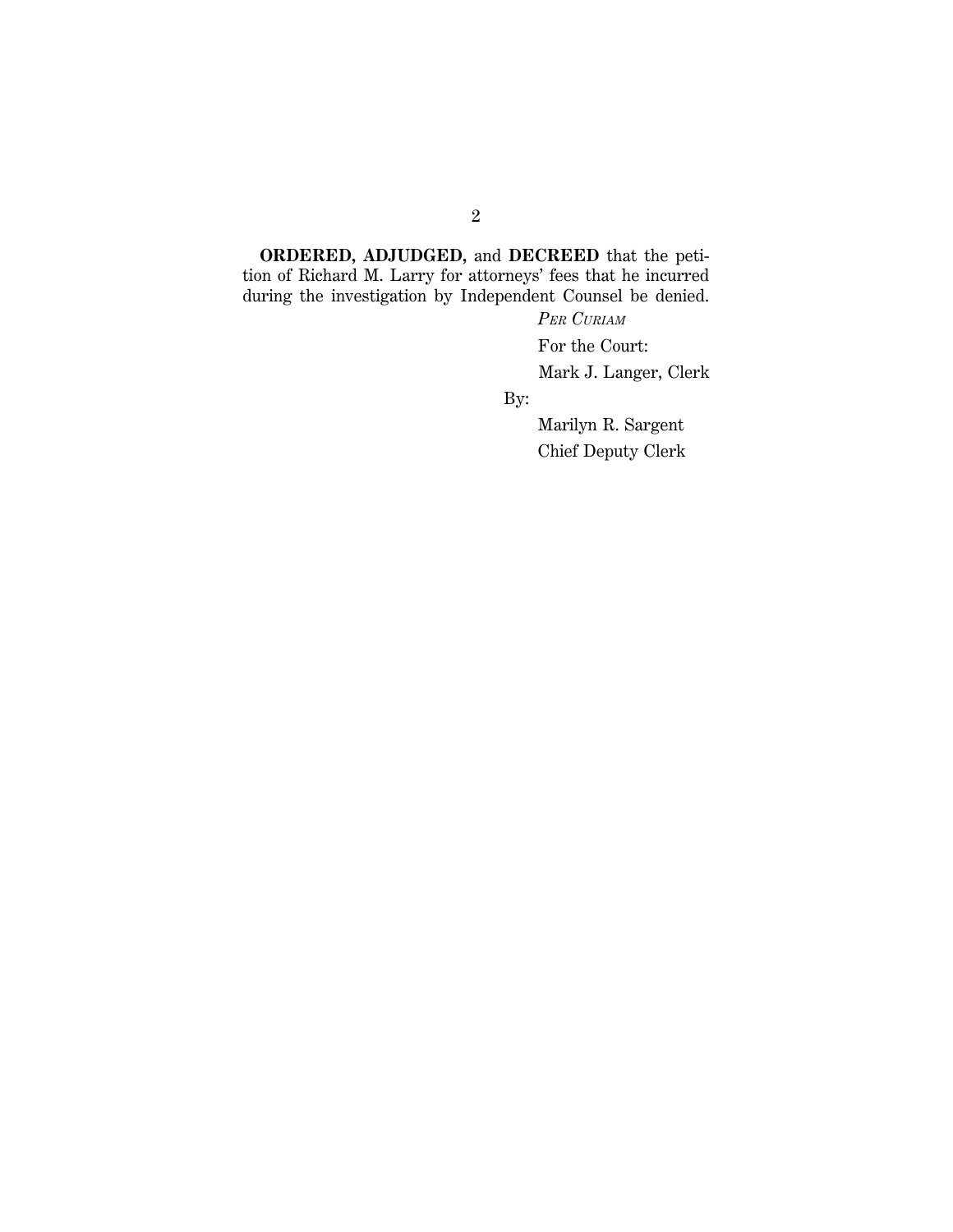**ORDERED, ADJUDGED,** and **DECREED** that the petition of Richard M. Larry for attorneys' fees that he incurred during the investigation by Independent Counsel be denied.

*Per Curiam*

For the Court:

Mark J. Langer, Clerk

By:

Marilyn R. Sargent

Chief Deputy Clerk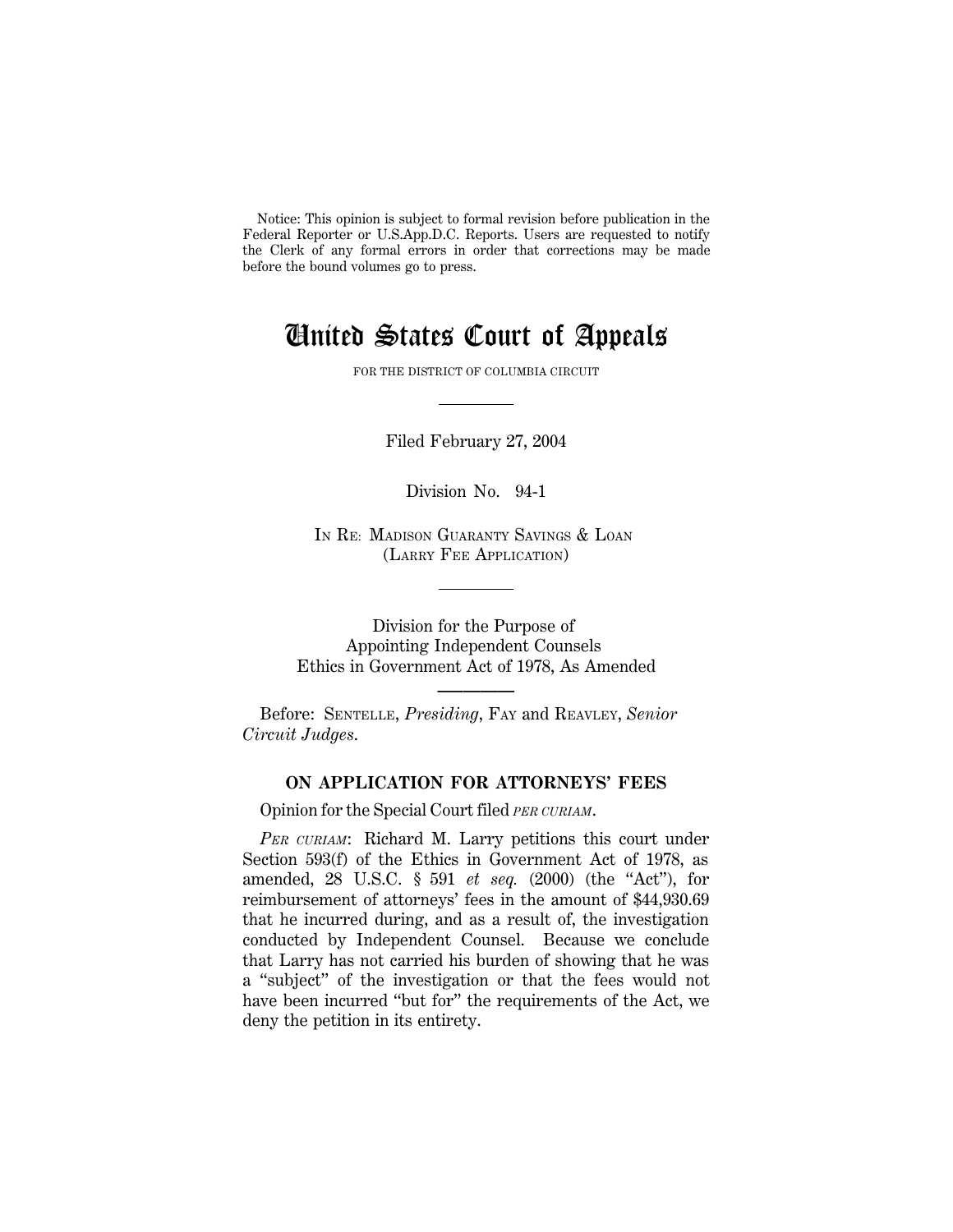Notice: This opinion is subject to formal revision before publication in the Federal Reporter or U.S.App.D.C. Reports. Users are requested to notify the Clerk of any formal errors in order that corrections may be made before the bound volumes go to press.

# United States Court of Appeals

FOR THE DISTRICT OF COLUMBIA CIRCUIT

---

Filed February 27, 2004

Division No. 94-1

IN RE: MADISON GUARANTY SAVINGS & LOAN
(LARRY FEE APPLICATION)

---

Division for the Purpose of
Appointing Independent Counsels
Ethics in Government Act of 1978, As Amended

---

Before: SENTELLE, *Presiding*, FAY and REAVLEY, *Senior Circuit Judges*.

### ON APPLICATION FOR ATTORNEYS' FEES

Opinion for the Special Court filed *PER CURIAM*.

*PER CURIAM*: Richard M. Larry petitions this court under Section 593(f) of the Ethics in Government Act of 1978, as amended, 28 U.S.C. § 591 *et seq.* (2000) (the "Act"), for reimbursement of attorneys' fees in the amount of $44,930.69 that he incurred during, and as a result of, the investigation conducted by Independent Counsel. Because we conclude that Larry has not carried his burden of showing that he was a "subject" of the investigation or that the fees would not have been incurred "but for" the requirements of the Act, we deny the petition in its entirety.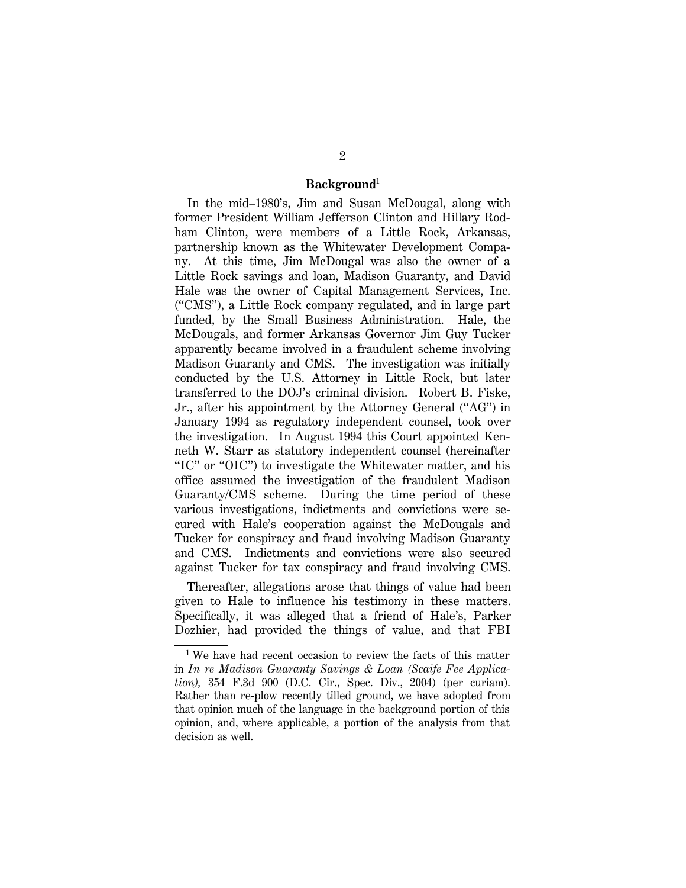## Background[1]

In the mid–1980's, Jim and Susan McDougal, along with former President William Jefferson Clinton and Hillary Rodham Clinton, were members of a Little Rock, Arkansas, partnership known as the Whitewater Development Company. At this time, Jim McDougal was also the owner of a Little Rock savings and loan, Madison Guaranty, and David Hale was the owner of Capital Management Services, Inc. ("CMS"), a Little Rock company regulated, and in large part funded, by the Small Business Administration. Hale, the McDougals, and former Arkansas Governor Jim Guy Tucker apparently became involved in a fraudulent scheme involving Madison Guaranty and CMS. The investigation was initially conducted by the U.S. Attorney in Little Rock, but later transferred to the DOJ's criminal division. Robert B. Fiske, Jr., after his appointment by the Attorney General ("AG") in January 1994 as regulatory independent counsel, took over the investigation. In August 1994 this Court appointed Kenneth W. Starr as statutory independent counsel (hereinafter "IC" or "OIC") to investigate the Whitewater matter, and his office assumed the investigation of the fraudulent Madison Guaranty/CMS scheme. During the time period of these various investigations, indictments and convictions were secured with Hale's cooperation against the McDougals and Tucker for conspiracy and fraud involving Madison Guaranty and CMS. Indictments and convictions were also secured against Tucker for tax conspiracy and fraud involving CMS.

Thereafter, allegations arose that things of value had been given to Hale to influence his testimony in these matters. Specifically, it was alleged that a friend of Hale's, Parker Dozhier, had provided the things of value, and that FBI

---

[1] We have had recent occasion to review the facts of this matter in *In re Madison Guaranty Savings & Loan (Scaife Fee Application),* 354 F.3d 900 (D.C. Cir., Spec. Div., 2004) (per curiam). Rather than re-plow recently tilled ground, we have adopted from that opinion much of the language in the background portion of this opinion, and, where applicable, a portion of the analysis from that decision as well.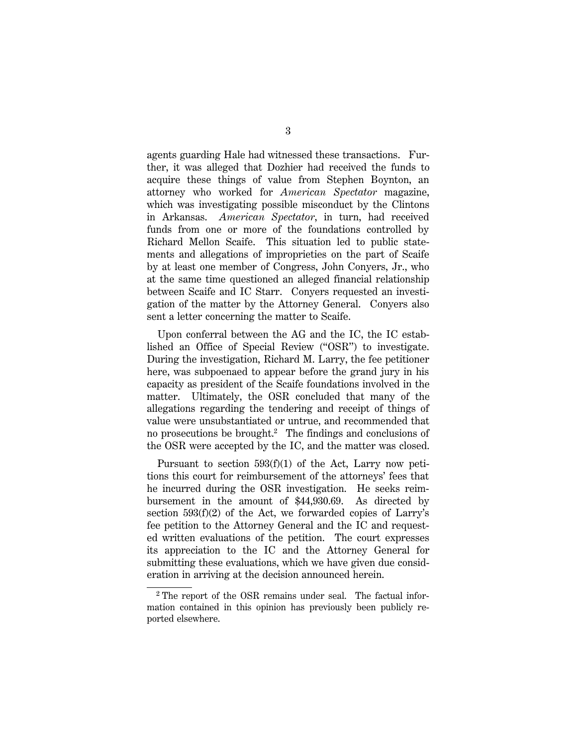agents guarding Hale had witnessed these transactions. Further, it was alleged that Dozhier had received the funds to acquire these things of value from Stephen Boynton, an attorney who worked for *American Spectator* magazine, which was investigating possible misconduct by the Clintons in Arkansas. *American Spectator*, in turn, had received funds from one or more of the foundations controlled by Richard Mellon Scaife. This situation led to public statements and allegations of improprieties on the part of Scaife by at least one member of Congress, John Conyers, Jr., who at the same time questioned an alleged financial relationship between Scaife and IC Starr. Conyers requested an investigation of the matter by the Attorney General. Conyers also sent a letter concerning the matter to Scaife.

Upon conferral between the AG and the IC, the IC established an Office of Special Review ("OSR") to investigate. During the investigation, Richard M. Larry, the fee petitioner here, was subpoenaed to appear before the grand jury in his capacity as president of the Scaife foundations involved in the matter. Ultimately, the OSR concluded that many of the allegations regarding the tendering and receipt of things of value were unsubstantiated or untrue, and recommended that no prosecutions be brought.[2] The findings and conclusions of the OSR were accepted by the IC, and the matter was closed.

Pursuant to section 593(f)(1) of the Act, Larry now petitions this court for reimbursement of the attorneys' fees that he incurred during the OSR investigation. He seeks reimbursement in the amount of $44,930.69. As directed by section 593(f)(2) of the Act, we forwarded copies of Larry's fee petition to the Attorney General and the IC and requested written evaluations of the petition. The court expresses its appreciation to the IC and the Attorney General for submitting these evaluations, which we have given due consideration in arriving at the decision announced herein.

[2] The report of the OSR remains under seal. The factual information contained in this opinion has previously been publicly reported elsewhere.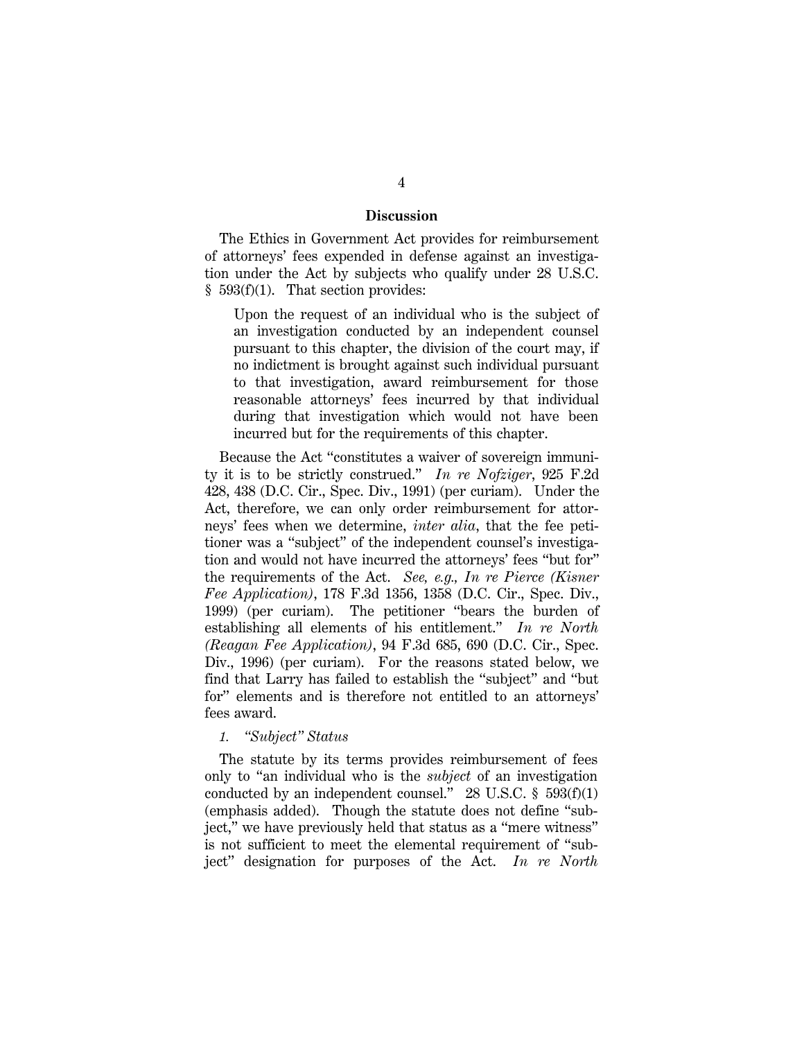## Discussion

The Ethics in Government Act provides for reimbursement of attorneys' fees expended in defense against an investigation under the Act by subjects who qualify under 28 U.S.C. § 593(f)(1). That section provides:

> Upon the request of an individual who is the subject of an investigation conducted by an independent counsel pursuant to this chapter, the division of the court may, if no indictment is brought against such individual pursuant to that investigation, award reimbursement for those reasonable attorneys' fees incurred by that individual during that investigation which would not have been incurred but for the requirements of this chapter.

Because the Act "constitutes a waiver of sovereign immunity it is to be strictly construed." *In re Nofziger*, 925 F.2d 428, 438 (D.C. Cir., Spec. Div., 1991) (per curiam). Under the Act, therefore, we can only order reimbursement for attorneys' fees when we determine, *inter alia*, that the fee petitioner was a "subject" of the independent counsel's investigation and would not have incurred the attorneys' fees "but for" the requirements of the Act. *See, e.g., In re Pierce (Kisner Fee Application)*, 178 F.3d 1356, 1358 (D.C. Cir., Spec. Div., 1999) (per curiam). The petitioner "bears the burden of establishing all elements of his entitlement." *In re North (Reagan Fee Application)*, 94 F.3d 685, 690 (D.C. Cir., Spec. Div., 1996) (per curiam). For the reasons stated below, we find that Larry has failed to establish the "subject" and "but for" elements and is therefore not entitled to an attorneys' fees award.

*1. "Subject" Status*

The statute by its terms provides reimbursement of fees only to "an individual who is the *subject* of an investigation conducted by an independent counsel." 28 U.S.C. § 593(f)(1) (emphasis added). Though the statute does not define "subject," we have previously held that status as a "mere witness" is not sufficient to meet the elemental requirement of "subject" designation for purposes of the Act. *In re North*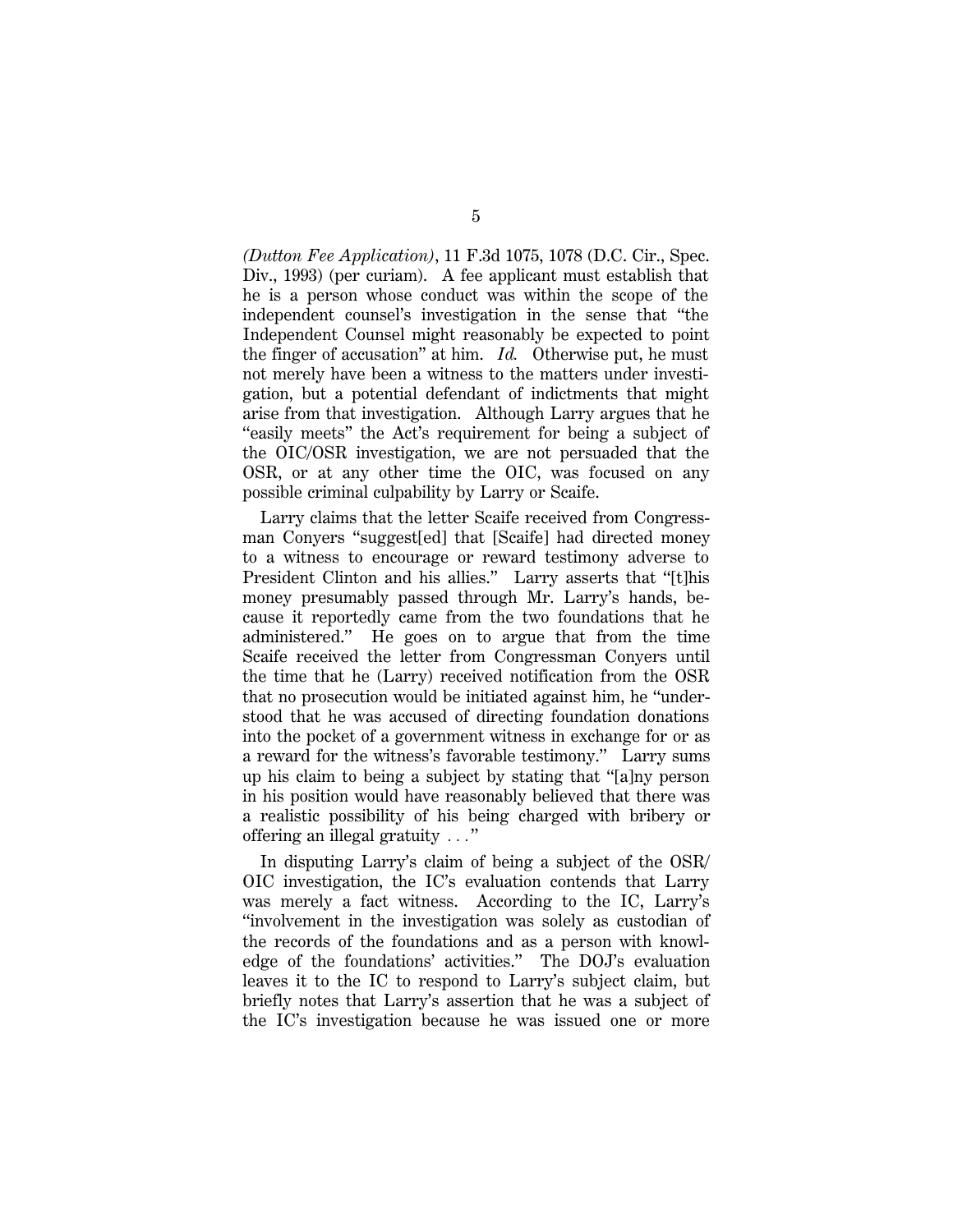*(Dutton Fee Application)*, 11 F.3d 1075, 1078 (D.C. Cir., Spec. Div., 1993) (per curiam). A fee applicant must establish that he is a person whose conduct was within the scope of the independent counsel's investigation in the sense that "the Independent Counsel might reasonably be expected to point the finger of accusation" at him. *Id.* Otherwise put, he must not merely have been a witness to the matters under investigation, but a potential defendant of indictments that might arise from that investigation. Although Larry argues that he "easily meets" the Act's requirement for being a subject of the OIC/OSR investigation, we are not persuaded that the OSR, or at any other time the OIC, was focused on any possible criminal culpability by Larry or Scaife.

Larry claims that the letter Scaife received from Congressman Conyers "suggest[ed] that [Scaife] had directed money to a witness to encourage or reward testimony adverse to President Clinton and his allies." Larry asserts that "[t]his money presumably passed through Mr. Larry's hands, because it reportedly came from the two foundations that he administered." He goes on to argue that from the time Scaife received the letter from Congressman Conyers until the time that he (Larry) received notification from the OSR that no prosecution would be initiated against him, he "understood that he was accused of directing foundation donations into the pocket of a government witness in exchange for or as a reward for the witness's favorable testimony." Larry sums up his claim to being a subject by stating that "[a]ny person in his position would have reasonably believed that there was a realistic possibility of his being charged with bribery or offering an illegal gratuity . . ."

In disputing Larry's claim of being a subject of the OSR/OIC investigation, the IC's evaluation contends that Larry was merely a fact witness. According to the IC, Larry's "involvement in the investigation was solely as custodian of the records of the foundations and as a person with knowledge of the foundations' activities." The DOJ's evaluation leaves it to the IC to respond to Larry's subject claim, but briefly notes that Larry's assertion that he was a subject of the IC's investigation because he was issued one or more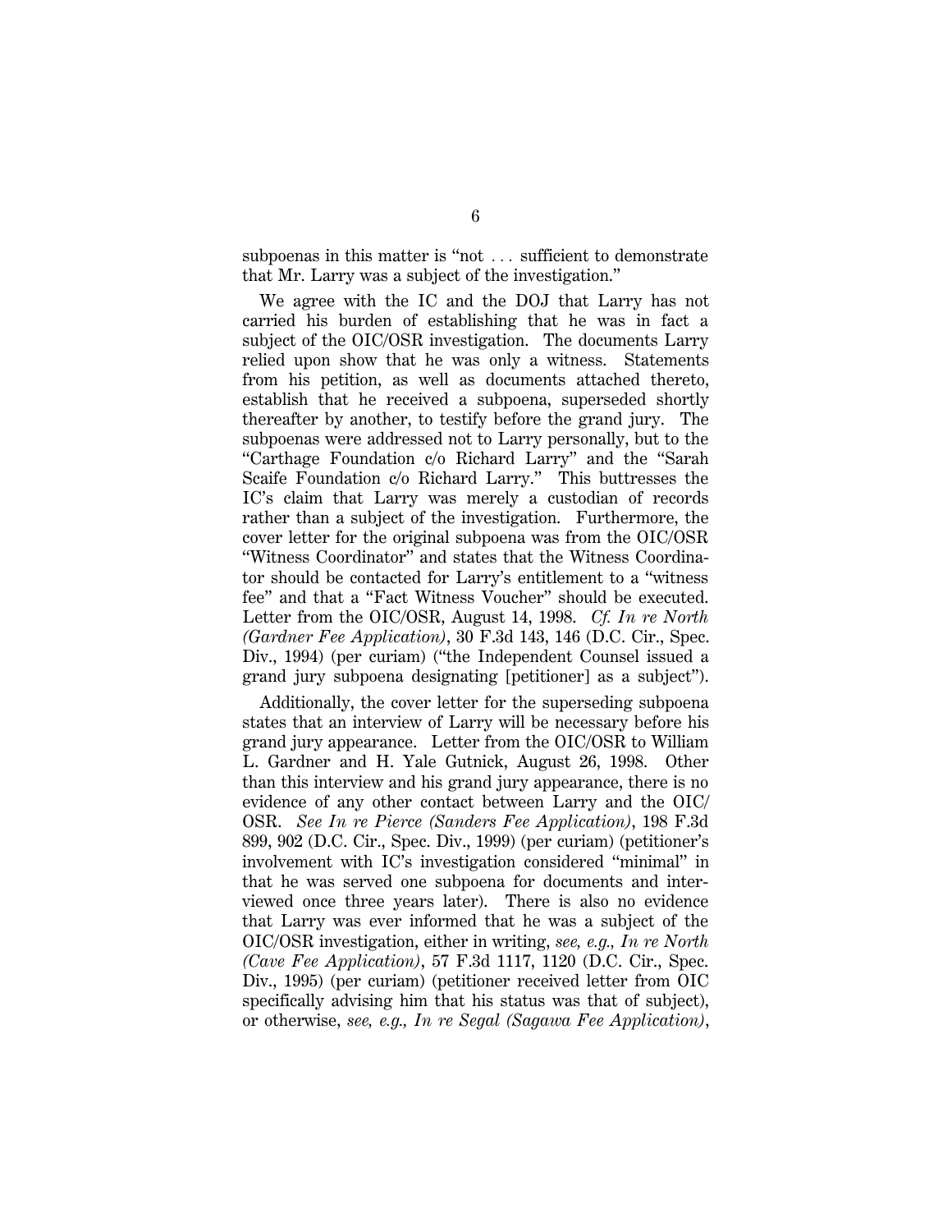subpoenas in this matter is "not . . . sufficient to demonstrate that Mr. Larry was a subject of the investigation."

We agree with the IC and the DOJ that Larry has not carried his burden of establishing that he was in fact a subject of the OIC/OSR investigation. The documents Larry relied upon show that he was only a witness. Statements from his petition, as well as documents attached thereto, establish that he received a subpoena, superseded shortly thereafter by another, to testify before the grand jury. The subpoenas were addressed not to Larry personally, but to the "Carthage Foundation c/o Richard Larry" and the "Sarah Scaife Foundation c/o Richard Larry." This buttresses the IC's claim that Larry was merely a custodian of records rather than a subject of the investigation. Furthermore, the cover letter for the original subpoena was from the OIC/OSR "Witness Coordinator" and states that the Witness Coordinator should be contacted for Larry's entitlement to a "witness fee" and that a "Fact Witness Voucher" should be executed. Letter from the OIC/OSR, August 14, 1998. *Cf. In re North (Gardner Fee Application)*, 30 F.3d 143, 146 (D.C. Cir., Spec. Div., 1994) (per curiam) ("the Independent Counsel issued a grand jury subpoena designating [petitioner] as a subject").

Additionally, the cover letter for the superseding subpoena states that an interview of Larry will be necessary before his grand jury appearance. Letter from the OIC/OSR to William L. Gardner and H. Yale Gutnick, August 26, 1998. Other than this interview and his grand jury appearance, there is no evidence of any other contact between Larry and the OIC/OSR. *See In re Pierce (Sanders Fee Application)*, 198 F.3d 899, 902 (D.C. Cir., Spec. Div., 1999) (per curiam) (petitioner's involvement with IC's investigation considered "minimal" in that he was served one subpoena for documents and interviewed once three years later). There is also no evidence that Larry was ever informed that he was a subject of the OIC/OSR investigation, either in writing, *see, e.g., In re North (Cave Fee Application)*, 57 F.3d 1117, 1120 (D.C. Cir., Spec. Div., 1995) (per curiam) (petitioner received letter from OIC specifically advising him that his status was that of subject), or otherwise, *see, e.g., In re Segal (Sagawa Fee Application)*,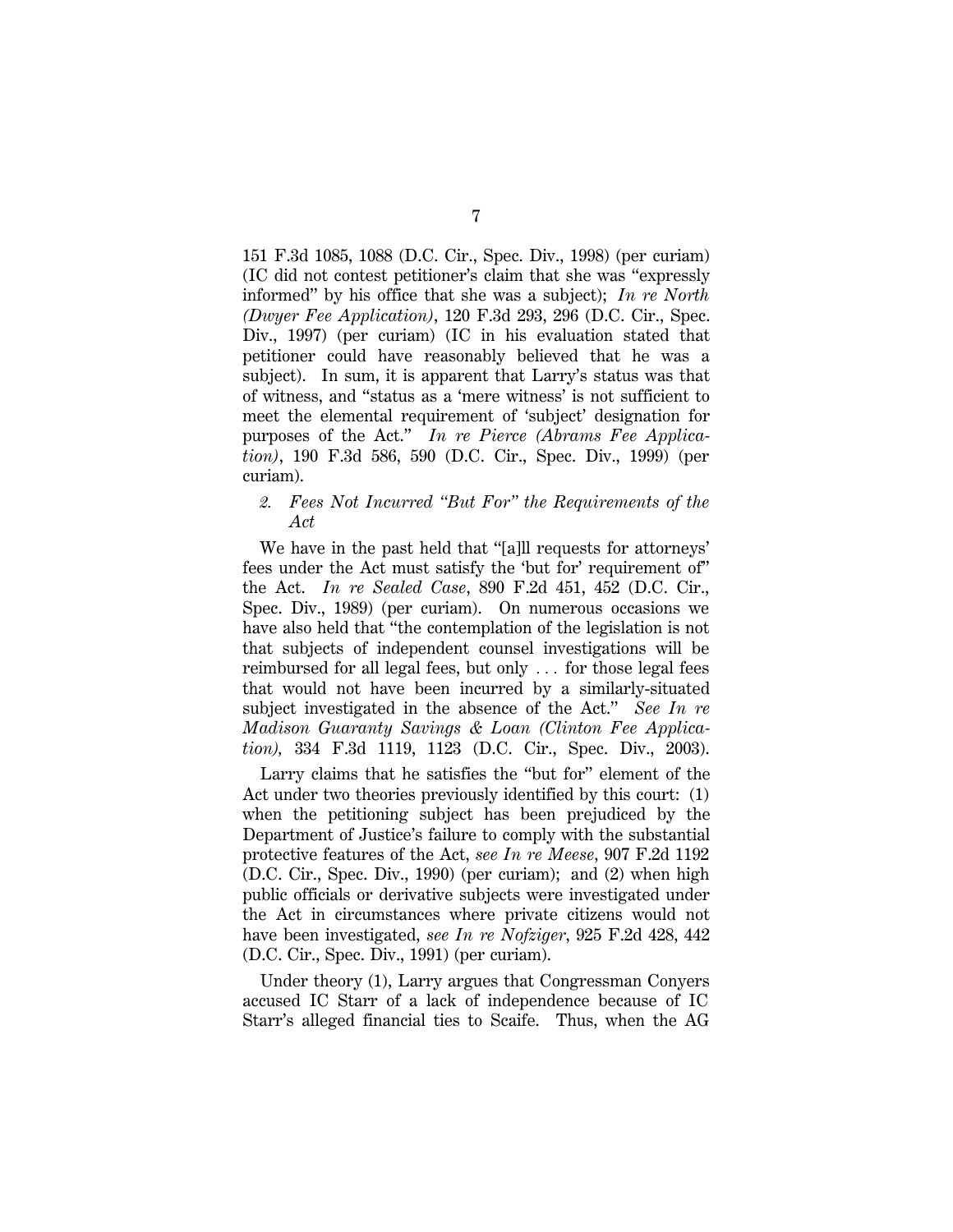151 F.3d 1085, 1088 (D.C. Cir., Spec. Div., 1998) (per curiam) (IC did not contest petitioner's claim that she was "expressly informed" by his office that she was a subject); *In re North (Dwyer Fee Application)*, 120 F.3d 293, 296 (D.C. Cir., Spec. Div., 1997) (per curiam) (IC in his evaluation stated that petitioner could have reasonably believed that he was a subject). In sum, it is apparent that Larry's status was that of witness, and "status as a 'mere witness' is not sufficient to meet the elemental requirement of 'subject' designation for purposes of the Act." *In re Pierce (Abrams Fee Application)*, 190 F.3d 586, 590 (D.C. Cir., Spec. Div., 1999) (per curiam).

*2. Fees Not Incurred "But For" the Requirements of the Act*

We have in the past held that "[a]ll requests for attorneys' fees under the Act must satisfy the 'but for' requirement of" the Act. *In re Sealed Case*, 890 F.2d 451, 452 (D.C. Cir., Spec. Div., 1989) (per curiam). On numerous occasions we have also held that "the contemplation of the legislation is not that subjects of independent counsel investigations will be reimbursed for all legal fees, but only . . . for those legal fees that would not have been incurred by a similarly-situated subject investigated in the absence of the Act." *See In re Madison Guaranty Savings & Loan (Clinton Fee Application),* 334 F.3d 1119, 1123 (D.C. Cir., Spec. Div., 2003).

Larry claims that he satisfies the "but for" element of the Act under two theories previously identified by this court: (1) when the petitioning subject has been prejudiced by the Department of Justice's failure to comply with the substantial protective features of the Act, *see In re Meese*, 907 F.2d 1192 (D.C. Cir., Spec. Div., 1990) (per curiam); and (2) when high public officials or derivative subjects were investigated under the Act in circumstances where private citizens would not have been investigated, *see In re Nofziger*, 925 F.2d 428, 442 (D.C. Cir., Spec. Div., 1991) (per curiam).

Under theory (1), Larry argues that Congressman Conyers accused IC Starr of a lack of independence because of IC Starr's alleged financial ties to Scaife. Thus, when the AG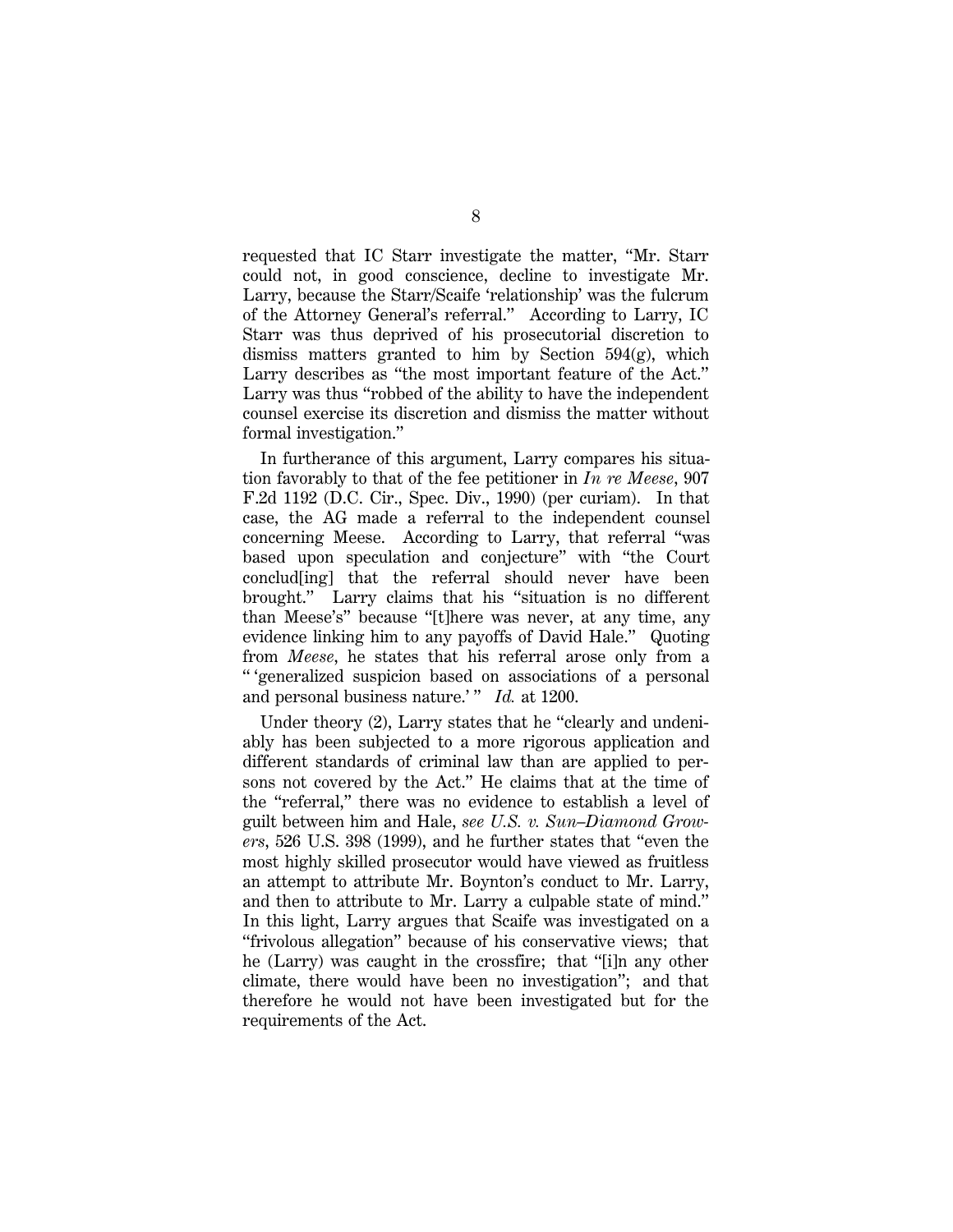requested that IC Starr investigate the matter, "Mr. Starr could not, in good conscience, decline to investigate Mr. Larry, because the Starr/Scaife 'relationship' was the fulcrum of the Attorney General's referral." According to Larry, IC Starr was thus deprived of his prosecutorial discretion to dismiss matters granted to him by Section 594(g), which Larry describes as "the most important feature of the Act." Larry was thus "robbed of the ability to have the independent counsel exercise its discretion and dismiss the matter without formal investigation."

In furtherance of this argument, Larry compares his situation favorably to that of the fee petitioner in *In re Meese*, 907 F.2d 1192 (D.C. Cir., Spec. Div., 1990) (per curiam). In that case, the AG made a referral to the independent counsel concerning Meese. According to Larry, that referral "was based upon speculation and conjecture" with "the Court conclud[ing] that the referral should never have been brought." Larry claims that his "situation is no different than Meese's" because "[t]here was never, at any time, any evidence linking him to any payoffs of David Hale." Quoting from *Meese*, he states that his referral arose only from a " 'generalized suspicion based on associations of a personal and personal business nature.' " *Id.* at 1200.

Under theory (2), Larry states that he "clearly and undeniably has been subjected to a more rigorous application and different standards of criminal law than are applied to persons not covered by the Act." He claims that at the time of the "referral," there was no evidence to establish a level of guilt between him and Hale, *see U.S. v. Sun–Diamond Growers*, 526 U.S. 398 (1999), and he further states that "even the most highly skilled prosecutor would have viewed as fruitless an attempt to attribute Mr. Boynton's conduct to Mr. Larry, and then to attribute to Mr. Larry a culpable state of mind." In this light, Larry argues that Scaife was investigated on a "frivolous allegation" because of his conservative views; that he (Larry) was caught in the crossfire; that "[i]n any other climate, there would have been no investigation"; and that therefore he would not have been investigated but for the requirements of the Act.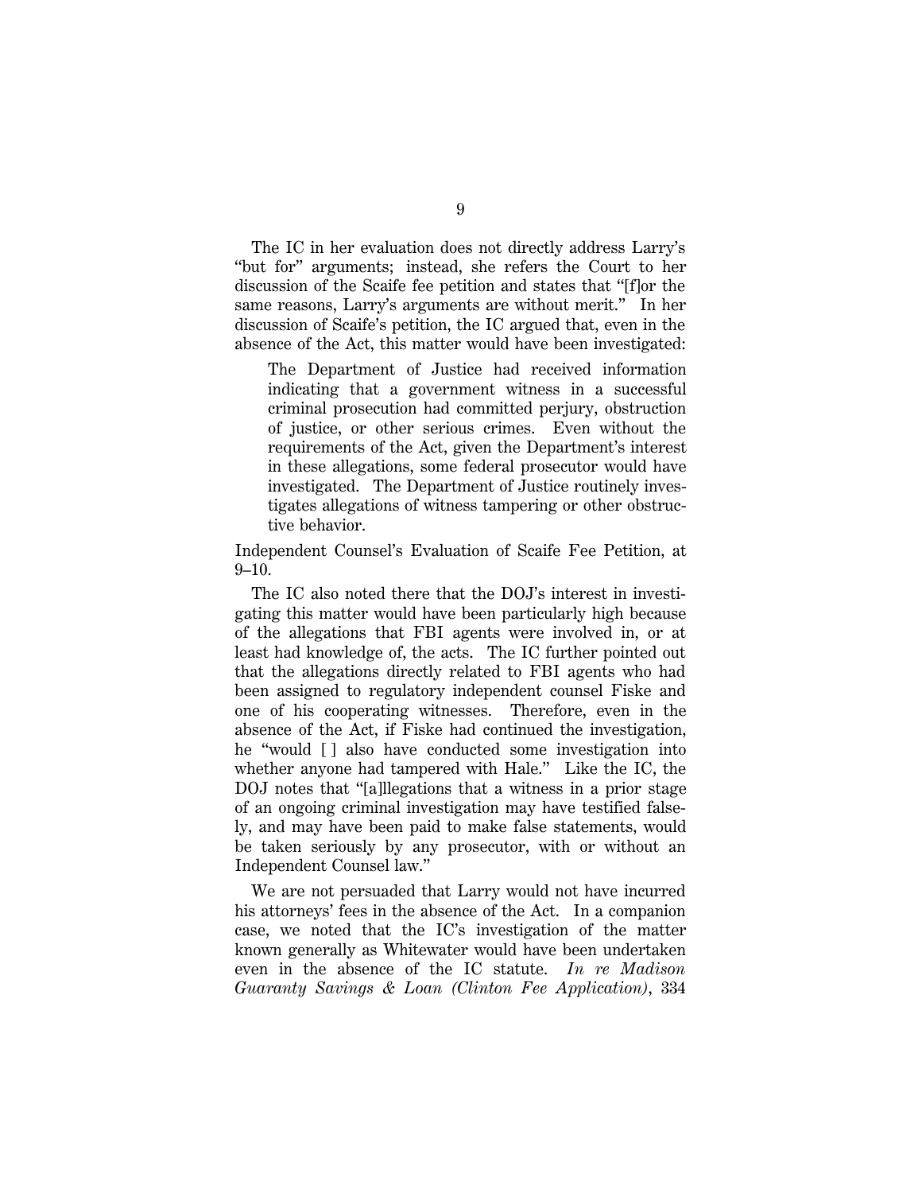The IC in her evaluation does not directly address Larry's "but for" arguments; instead, she refers the Court to her discussion of the Scaife fee petition and states that "[f]or the same reasons, Larry's arguments are without merit." In her discussion of Scaife's petition, the IC argued that, even in the absence of the Act, this matter would have been investigated:

> The Department of Justice had received information indicating that a government witness in a successful criminal prosecution had committed perjury, obstruction of justice, or other serious crimes. Even without the requirements of the Act, given the Department's interest in these allegations, some federal prosecutor would have investigated. The Department of Justice routinely investigates allegations of witness tampering or other obstructive behavior.

Independent Counsel's Evaluation of Scaife Fee Petition, at 9–10.

The IC also noted there that the DOJ's interest in investigating this matter would have been particularly high because of the allegations that FBI agents were involved in, or at least had knowledge of, the acts. The IC further pointed out that the allegations directly related to FBI agents who had been assigned to regulatory independent counsel Fiske and one of his cooperating witnesses. Therefore, even in the absence of the Act, if Fiske had continued the investigation, he "would [ ] also have conducted some investigation into whether anyone had tampered with Hale." Like the IC, the DOJ notes that "[a]llegations that a witness in a prior stage of an ongoing criminal investigation may have testified falsely, and may have been paid to make false statements, would be taken seriously by any prosecutor, with or without an Independent Counsel law."

We are not persuaded that Larry would not have incurred his attorneys' fees in the absence of the Act. In a companion case, we noted that the IC's investigation of the matter known generally as Whitewater would have been undertaken even in the absence of the IC statute. *In re Madison Guaranty Savings & Loan (Clinton Fee Application)*, 334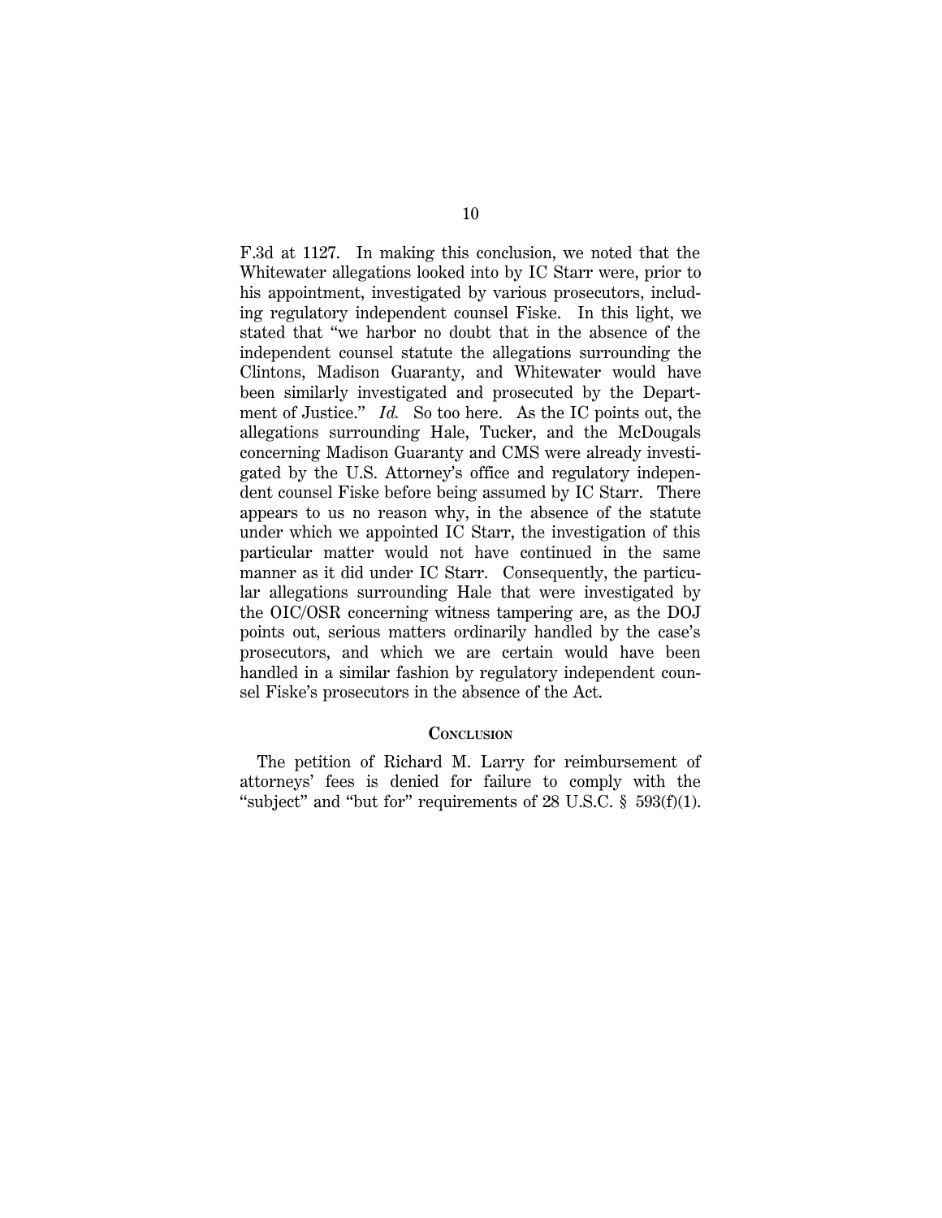F.3d at 1127. In making this conclusion, we noted that the Whitewater allegations looked into by IC Starr were, prior to his appointment, investigated by various prosecutors, including regulatory independent counsel Fiske. In this light, we stated that "we harbor no doubt that in the absence of the independent counsel statute the allegations surrounding the Clintons, Madison Guaranty, and Whitewater would have been similarly investigated and prosecuted by the Department of Justice." *Id.* So too here. As the IC points out, the allegations surrounding Hale, Tucker, and the McDougals concerning Madison Guaranty and CMS were already investigated by the U.S. Attorney's office and regulatory independent counsel Fiske before being assumed by IC Starr. There appears to us no reason why, in the absence of the statute under which we appointed IC Starr, the investigation of this particular matter would not have continued in the same manner as it did under IC Starr. Consequently, the particular allegations surrounding Hale that were investigated by the OIC/OSR concerning witness tampering are, as the DOJ points out, serious matters ordinarily handled by the case's prosecutors, and which we are certain would have been handled in a similar fashion by regulatory independent counsel Fiske's prosecutors in the absence of the Act.

## CONCLUSION

The petition of Richard M. Larry for reimbursement of attorneys' fees is denied for failure to comply with the "subject" and "but for" requirements of 28 U.S.C. § 593(f)(1).